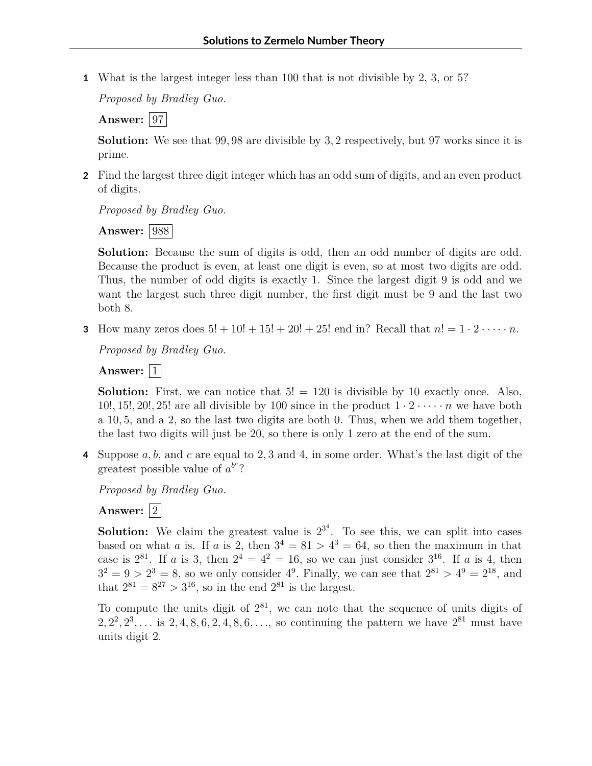# Solutions to Zermelo Number Theory

**1** What is the largest integer less than 100 that is not divisible by 2, 3, or 5?

*Proposed by Bradley Guo.*

**Answer:** $\boxed{97}$

**Solution:** We see that $99, 98$ are divisible by $3, 2$ respectively, but 97 works since it is prime.

**2** Find the largest three digit integer which has an odd sum of digits, and an even product of digits.

*Proposed by Bradley Guo.*

**Answer:** $\boxed{988}$

**Solution:** Because the sum of digits is odd, then an odd number of digits are odd. Because the product is even, at least one digit is even, so at most two digits are odd. Thus, the number of odd digits is exactly 1. Since the largest digit 9 is odd and we want the largest such three digit number, the first digit must be 9 and the last two both 8.

**3** How many zeros does $5! + 10! + 15! + 20! + 25!$ end in? Recall that $n! = 1 \cdot 2 \cdot \dots \cdot n$.

*Proposed by Bradley Guo.*

**Answer:** $\boxed{1}$

**Solution:** First, we can notice that $5! = 120$ is divisible by 10 exactly once. Also, $10!, 15!, 20!, 25!$ are all divisible by 100 since in the product $1 \cdot 2 \cdot \dots \cdot n$ we have both a $10, 5$, and a 2, so the last two digits are both 0. Thus, when we add them together, the last two digits will just be 20, so there is only 1 zero at the end of the sum.

**4** Suppose $a, b$, and $c$ are equal to $2, 3$ and 4, in some order. What's the last digit of the greatest possible value of $a^{b^c}$?

*Proposed by Bradley Guo.*

**Answer:** $\boxed{2}$

**Solution:** We claim the greatest value is $2^{3^4}$. To see this, we can split into cases based on what $a$ is. If $a$ is 2, then $3^4 = 81 > 4^3 = 64$, so then the maximum in that case is $2^{81}$. If $a$ is 3, then $2^4 = 4^2 = 16$, so we can just consider $3^{16}$. If $a$ is 4, then $3^2 = 9 > 2^3 = 8$, so we only consider $4^9$. Finally, we can see that $2^{81} > 4^9 = 2^{18}$, and that $2^{81} = 8^{27} > 3^{16}$, so in the end $2^{81}$ is the largest.

To compute the units digit of $2^{81}$, we can note that the sequence of units digits of $2, 2^2, 2^3, \dots$ is $2, 4, 8, 6, 2, 4, 8, 6, \dots$, so continuing the pattern we have $2^{81}$ must have units digit 2.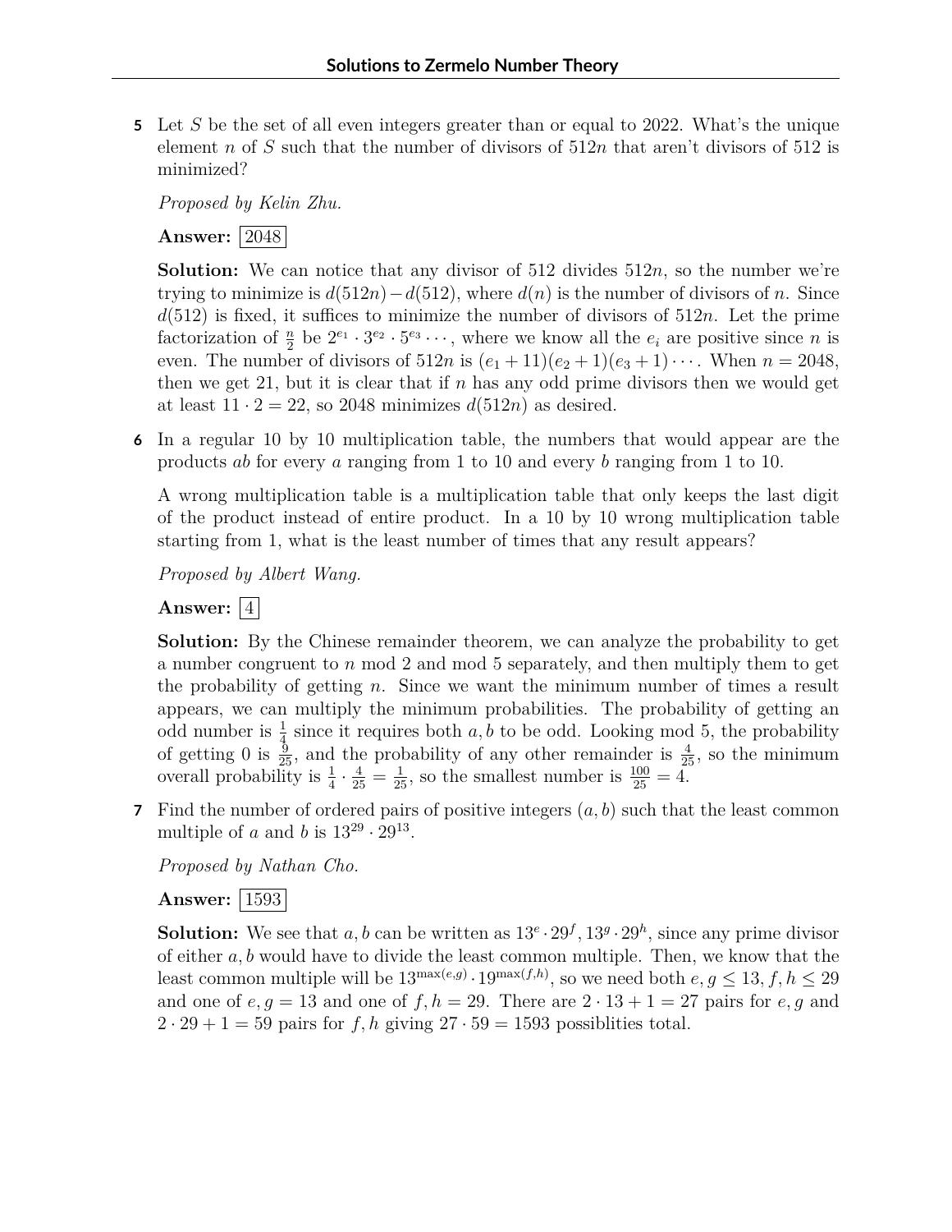**5** Let $S$ be the set of all even integers greater than or equal to 2022. What's the unique element $n$ of $S$ such that the number of divisors of $512n$ that aren't divisors of 512 is minimized?

*Proposed by Kelin Zhu.*

**Answer:** $\boxed{2048}$

**Solution:** We can notice that any divisor of 512 divides $512n$, so the number we're trying to minimize is $d(512n) - d(512)$, where $d(n)$ is the number of divisors of $n$. Since $d(512)$ is fixed, it suffices to minimize the number of divisors of $512n$. Let the prime factorization of $\frac{n}{2}$ be $2^{e_1} \cdot 3^{e_2} \cdot 5^{e_3} \cdots$, where we know all the $e_i$ are positive since $n$ is even. The number of divisors of $512n$ is $(e_1 + 11)(e_2 + 1)(e_3 + 1) \cdots$. When $n = 2048$, then we get 21, but it is clear that if $n$ has any odd prime divisors then we would get at least $11 \cdot 2 = 22$, so 2048 minimizes $d(512n)$ as desired.

**6** In a regular 10 by 10 multiplication table, the numbers that would appear are the products $ab$ for every $a$ ranging from 1 to 10 and every $b$ ranging from 1 to 10.

A wrong multiplication table is a multiplication table that only keeps the last digit of the product instead of entire product. In a 10 by 10 wrong multiplication table starting from 1, what is the least number of times that any result appears?

*Proposed by Albert Wang.*

**Answer:** $\boxed{4}$

**Solution:** By the Chinese remainder theorem, we can analyze the probability to get a number congruent to $n$ mod 2 and mod 5 separately, and then multiply them to get the probability of getting $n$. Since we want the minimum number of times a result appears, we can multiply the minimum probabilities. The probability of getting an odd number is $\frac{1}{4}$ since it requires both $a, b$ to be odd. Looking mod 5, the probability of getting 0 is $\frac{9}{25}$, and the probability of any other remainder is $\frac{4}{25}$, so the minimum overall probability is $\frac{1}{4} \cdot \frac{4}{25} = \frac{1}{25}$, so the smallest number is $\frac{100}{25} = 4$.

**7** Find the number of ordered pairs of positive integers $(a, b)$ such that the least common multiple of $a$ and $b$ is $13^{29} \cdot 29^{13}$.

*Proposed by Nathan Cho.*

**Answer:** $\boxed{1593}$

**Solution:** We see that $a, b$ can be written as $13^e \cdot 29^f, 13^g \cdot 29^h$, since any prime divisor of either $a, b$ would have to divide the least common multiple. Then, we know that the least common multiple will be $13^{\max(e,g)} \cdot 19^{\max(f,h)}$, so we need both $e, g \leq 13, f, h \leq 29$ and one of $e, g = 13$ and one of $f, h = 29$. There are $2 \cdot 13 + 1 = 27$ pairs for $e, g$ and $2 \cdot 29 + 1 = 59$ pairs for $f, h$ giving $27 \cdot 59 = 1593$ possiblities total.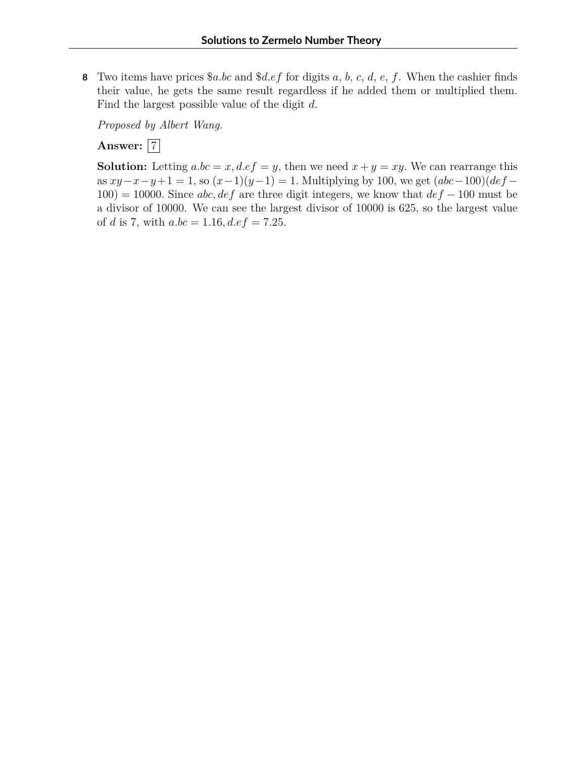**8** Two items have prices \$$a.bc$ and \$$d.ef$ for digits $a$, $b$, $c$, $d$, $e$, $f$. When the cashier finds their value, he gets the same result regardless if he added them or multiplied them. Find the largest possible value of the digit $d$.

*Proposed by Albert Wang.*

**Answer:** $\boxed{7}$

**Solution:** Letting $a.bc = x, d.ef = y$, then we need $x + y = xy$. We can rearrange this as $xy - x - y + 1 = 1$, so $(x-1)(y-1) = 1$. Multiplying by 100, we get $(abc - 100)(def - 100) = 10000$. Since $abc, def$ are three digit integers, we know that $def - 100$ must be a divisor of 10000. We can see the largest divisor of 10000 is 625, so the largest value of $d$ is 7, with $a.bc = 1.16, d.ef = 7.25$.